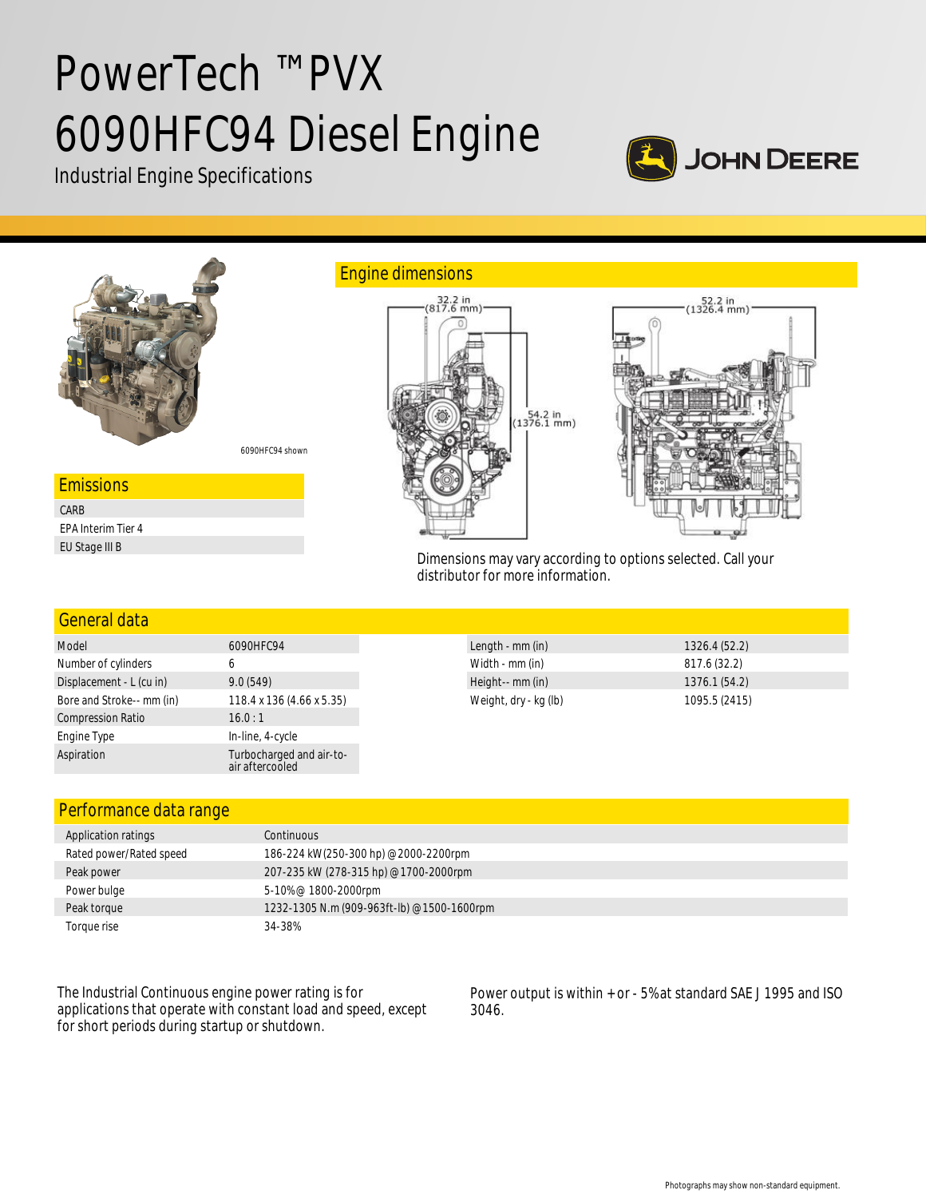# PowerTech ™PVX 6090HFC94 Diesel Engine

Industrial Engine Specifications

JOHN DEERE

6090HFC94 shown

## Emissions

| |
|---|
| CARB |
| EPA Interim Tier 4 |
| EU Stage III B |

## Engine dimensions

32.2 in (817.6 mm)

54.2 in (1376.1 mm)

52.2 in (1326.4 mm)

Dimensions may vary according to options selected. Call your distributor for more information.

## General data

| | |
|---|---|
| Model | 6090HFC94 |
| Number of cylinders | 6 |
| Displacement - L (cu in) | 9.0 (549) |
| Bore and Stroke-- mm (in) | 118.4 x 136 (4.66 x 5.35) |
| Compression Ratio | 16.0 : 1 |
| Engine Type | In-line, 4-cycle |
| Aspiration | Turbocharged and air-to-air aftercooled |

| | |
|---|---|
| Length - mm (in) | 1326.4 (52.2) |
| Width - mm (in) | 817.6 (32.2) |
| Height-- mm (in) | 1376.1 (54.2) |
| Weight, dry - kg (lb) | 1095.5 (2415) |

## Performance data range

| Application ratings | Continuous |
|---|---|
| Rated power/Rated speed | 186-224 kW (250-300 hp) @ 2000-2200rpm |
| Peak power | 207-235 kW (278-315 hp) @ 1700-2000rpm |
| Power bulge | 5-10% @ 1800-2000rpm |
| Peak torque | 1232-1305 N.m (909-963ft-lb) @ 1500-1600rpm |
| Torque rise | 34-38% |

The Industrial Continuous engine power rating is for applications that operate with constant load and speed, except for short periods during startup or shutdown.

Power output is within + or - 5% at standard SAE J 1995 and ISO 3046.

Photographs may show non-standard equipment.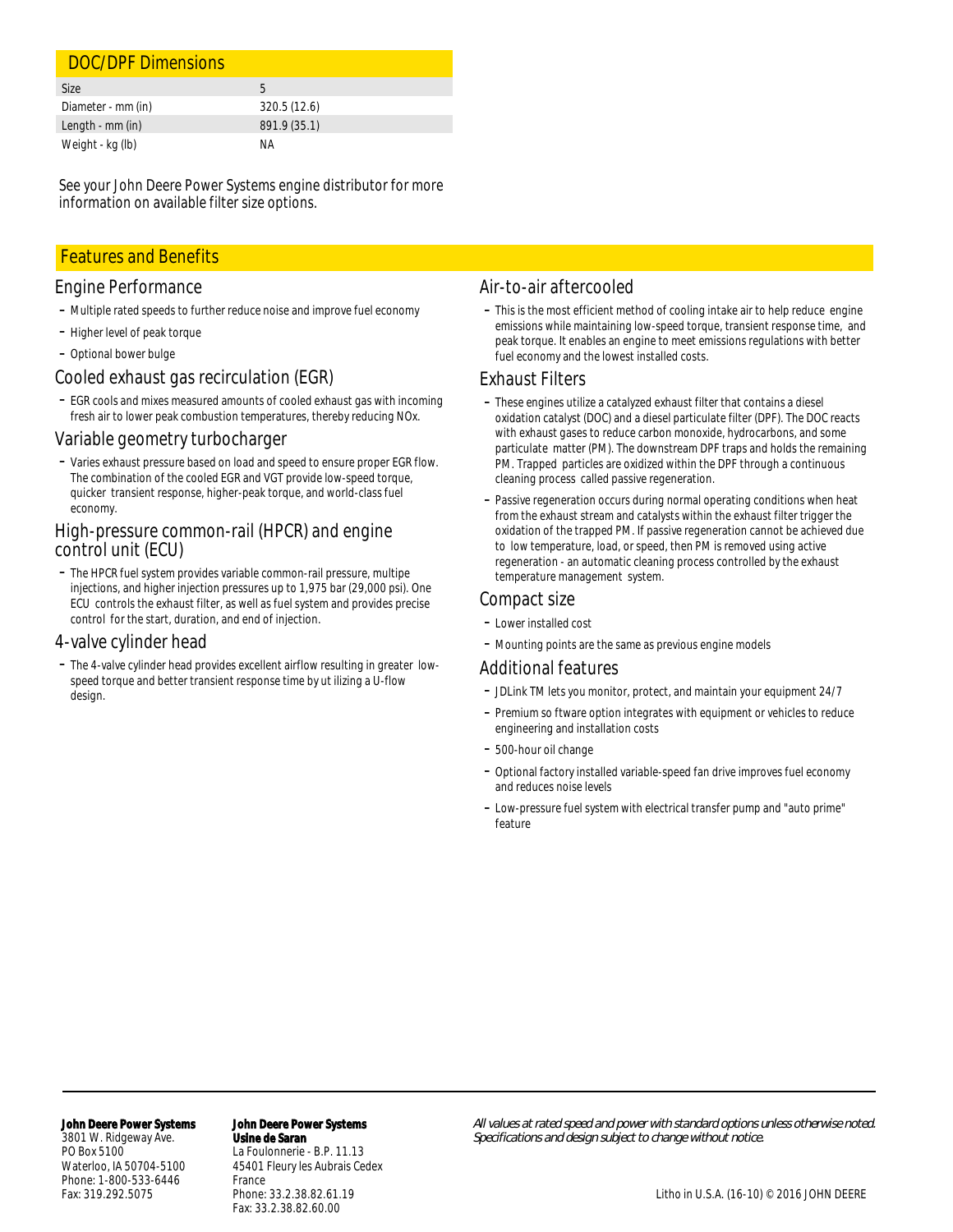## DOC/DPF Dimensions

| | |
|---|---|
| Size | 5 |
| Diameter - mm (in) | 320.5 (12.6) |
| Length - mm (in) | 891.9 (35.1) |
| Weight - kg (lb) | NA |

See your John Deere Power Systems engine distributor for more information on available filter size options.

## Features and Benefits

### Engine Performance

- Multiple rated speeds to further reduce noise and improve fuel economy
- Higher level of peak torque
- Optional bower bulge

### Cooled exhaust gas recirculation (EGR)

- EGR cools and mixes measured amounts of cooled exhaust gas with incoming fresh air to lower peak combustion temperatures, thereby reducing NOx.

### Variable geometry turbocharger

- Varies exhaust pressure based on load and speed to ensure proper EGR flow. The combination of the cooled EGR and VGT provide low-speed torque, quicker transient response, higher-peak torque, and world-class fuel economy.

### High-pressure common-rail (HPCR) and engine control unit (ECU)

- The HPCR fuel system provides variable common-rail pressure, multipe injections, and higher injection pressures up to 1,975 bar (29,000 psi). One ECU controls the exhaust filter, as well as fuel system and provides precise control for the start, duration, and end of injection.

### 4-valve cylinder head

- The 4-valve cylinder head provides excellent airflow resulting in greater low-speed torque and better transient response time by ut ilizing a U-flow design.

### Air-to-air aftercooled

- This is the most efficient method of cooling intake air to help reduce engine emissions while maintaining low-speed torque, transient response time, and peak torque. It enables an engine to meet emissions regulations with better fuel economy and the lowest installed costs.

### Exhaust Filters

- These engines utilize a catalyzed exhaust filter that contains a diesel oxidation catalyst (DOC) and a diesel particulate filter (DPF). The DOC reacts with exhaust gases to reduce carbon monoxide, hydrocarbons, and some particulate matter (PM). The downstream DPF traps and holds the remaining PM. Trapped particles are oxidized within the DPF through a continuous cleaning process called passive regeneration.
- Passive regeneration occurs during normal operating conditions when heat from the exhaust stream and catalysts within the exhaust filter trigger the oxidation of the trapped PM. If passive regeneration cannot be achieved due to low temperature, load, or speed, then PM is removed using active regeneration - an automatic cleaning process controlled by the exhaust temperature management system.

### Compact size

- Lower installed cost
- Mounting points are the same as previous engine models

### Additional features

- JDLink TM lets you monitor, protect, and maintain your equipment 24/7
- Premium so ftware option integrates with equipment or vehicles to reduce engineering and installation costs
- 500-hour oil change
- Optional factory installed variable-speed fan drive improves fuel economy and reduces noise levels
- Low-pressure fuel system with electrical transfer pump and "auto prime" feature

**John Deere Power Systems**
3801 W. Ridgeway Ave.
PO Box 5100
Waterloo, IA 50704-5100
Phone: 1-800-533-6446
Fax: 319.292.5075

**John Deere Power Systems**
**Usine de Saran**
La Foulonnerie - B.P. 11.13
45401 Fleury les Aubrais Cedex
France
Phone: 33.2.38.82.61.19
Fax: 33.2.38.82.60.00

*All values at rated speed and power with standard options unless otherwise noted. Specifications and design subject to change without notice.*

Litho in U.S.A. (16-10) © 2016 JOHN DEERE